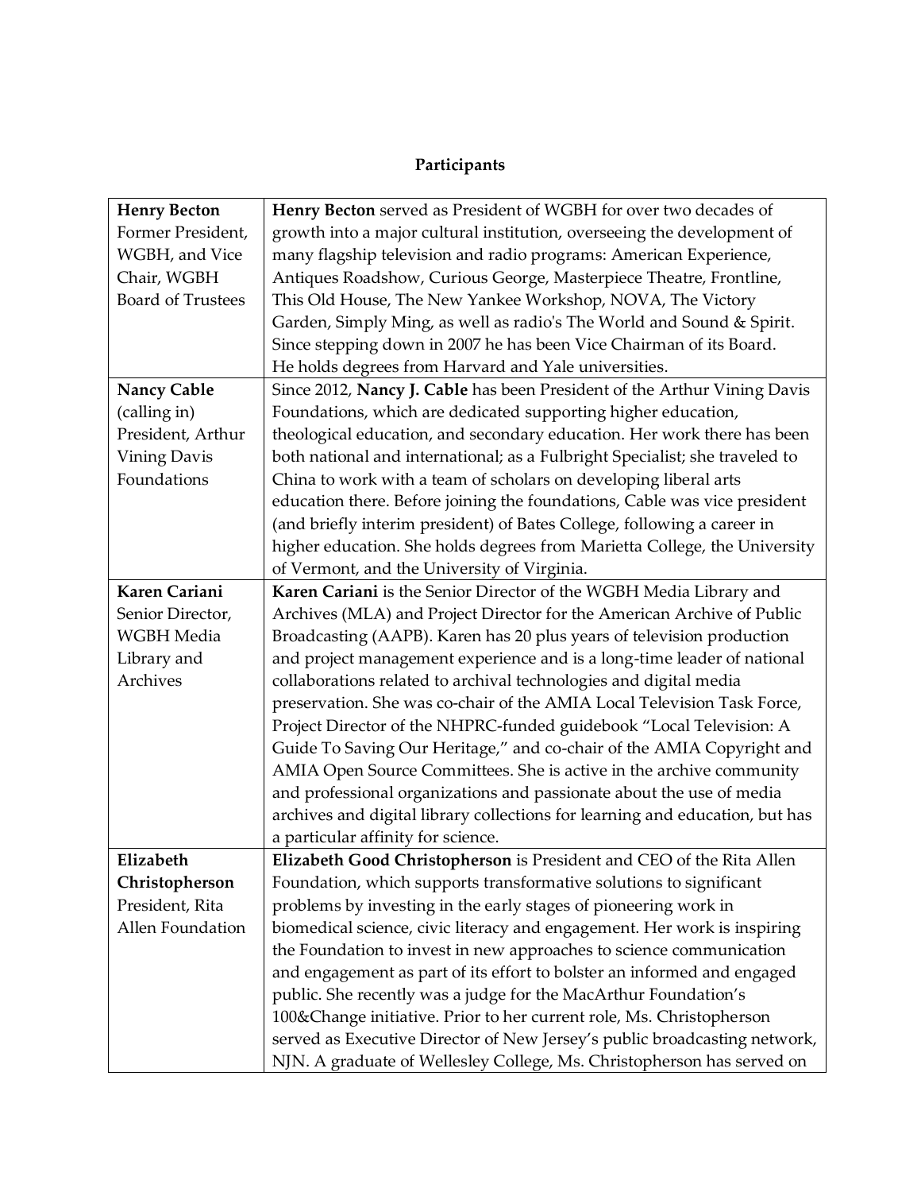## Participants

| | |
|---|---|
| **Henry Becton** Former President, WGBH, and Vice Chair, WGBH Board of Trustees | **Henry Becton** served as President of WGBH for over two decades of growth into a major cultural institution, overseeing the development of many flagship television and radio programs: American Experience, Antiques Roadshow, Curious George, Masterpiece Theatre, Frontline, This Old House, The New Yankee Workshop, NOVA, The Victory Garden, Simply Ming, as well as radio's The World and Sound & Spirit. Since stepping down in 2007 he has been Vice Chairman of its Board. He holds degrees from Harvard and Yale universities. |
| **Nancy Cable** (calling in) President, Arthur Vining Davis Foundations | Since 2012, **Nancy J. Cable** has been President of the Arthur Vining Davis Foundations, which are dedicated supporting higher education, theological education, and secondary education. Her work there has been both national and international; as a Fulbright Specialist; she traveled to China to work with a team of scholars on developing liberal arts education there. Before joining the foundations, Cable was vice president (and briefly interim president) of Bates College, following a career in higher education. She holds degrees from Marietta College, the University of Vermont, and the University of Virginia. |
| **Karen Cariani** Senior Director, WGBH Media Library and Archives | **Karen Cariani** is the Senior Director of the WGBH Media Library and Archives (MLA) and Project Director for the American Archive of Public Broadcasting (AAPB). Karen has 20 plus years of television production and project management experience and is a long-time leader of national collaborations related to archival technologies and digital media preservation. She was co-chair of the AMIA Local Television Task Force, Project Director of the NHPRC-funded guidebook "Local Television: A Guide To Saving Our Heritage," and co-chair of the AMIA Copyright and AMIA Open Source Committees. She is active in the archive community and professional organizations and passionate about the use of media archives and digital library collections for learning and education, but has a particular affinity for science. |
| **Elizabeth Christopherson** President, Rita Allen Foundation | **Elizabeth Good Christopherson** is President and CEO of the Rita Allen Foundation, which supports transformative solutions to significant problems by investing in the early stages of pioneering work in biomedical science, civic literacy and engagement. Her work is inspiring the Foundation to invest in new approaches to science communication and engagement as part of its effort to bolster an informed and engaged public. She recently was a judge for the MacArthur Foundation's 100&Change initiative. Prior to her current role, Ms. Christopherson served as Executive Director of New Jersey's public broadcasting network, NJN. A graduate of Wellesley College, Ms. Christopherson has served on |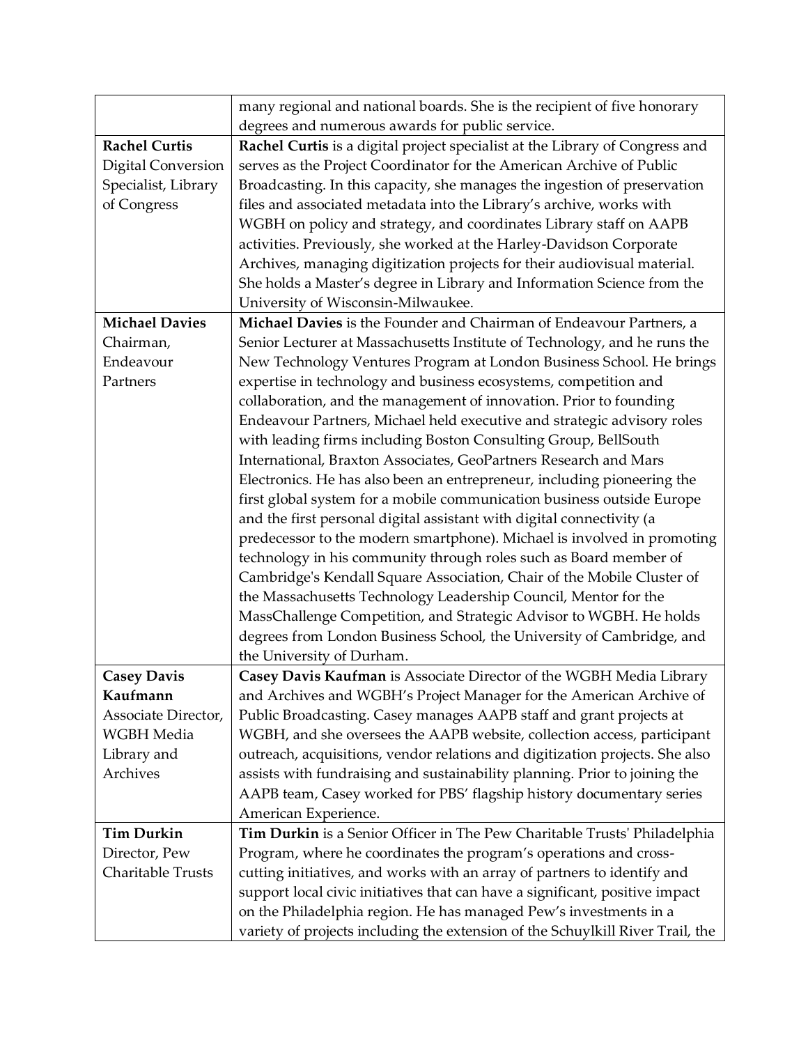| | |
|---|---|
| | many regional and national boards. She is the recipient of five honorary degrees and numerous awards for public service. |
| **Rachel Curtis** Digital Conversion Specialist, Library of Congress | **Rachel Curtis** is a digital project specialist at the Library of Congress and serves as the Project Coordinator for the American Archive of Public Broadcasting. In this capacity, she manages the ingestion of preservation files and associated metadata into the Library's archive, works with WGBH on policy and strategy, and coordinates Library staff on AAPB activities. Previously, she worked at the Harley-Davidson Corporate Archives, managing digitization projects for their audiovisual material. She holds a Master's degree in Library and Information Science from the University of Wisconsin-Milwaukee. |
| **Michael Davies** Chairman, Endeavour Partners | **Michael Davies** is the Founder and Chairman of Endeavour Partners, a Senior Lecturer at Massachusetts Institute of Technology, and he runs the New Technology Ventures Program at London Business School. He brings expertise in technology and business ecosystems, competition and collaboration, and the management of innovation. Prior to founding Endeavour Partners, Michael held executive and strategic advisory roles with leading firms including Boston Consulting Group, BellSouth International, Braxton Associates, GeoPartners Research and Mars Electronics. He has also been an entrepreneur, including pioneering the first global system for a mobile communication business outside Europe and the first personal digital assistant with digital connectivity (a predecessor to the modern smartphone). Michael is involved in promoting technology in his community through roles such as Board member of Cambridge's Kendall Square Association, Chair of the Mobile Cluster of the Massachusetts Technology Leadership Council, Mentor for the MassChallenge Competition, and Strategic Advisor to WGBH. He holds degrees from London Business School, the University of Cambridge, and the University of Durham. |
| **Casey Davis Kaufmann** Associate Director, WGBH Media Library and Archives | **Casey Davis Kaufman** is Associate Director of the WGBH Media Library and Archives and WGBH's Project Manager for the American Archive of Public Broadcasting. Casey manages AAPB staff and grant projects at WGBH, and she oversees the AAPB website, collection access, participant outreach, acquisitions, vendor relations and digitization projects. She also assists with fundraising and sustainability planning. Prior to joining the AAPB team, Casey worked for PBS' flagship history documentary series American Experience. |
| **Tim Durkin** Director, Pew Charitable Trusts | **Tim Durkin** is a Senior Officer in The Pew Charitable Trusts' Philadelphia Program, where he coordinates the program's operations and cross-cutting initiatives, and works with an array of partners to identify and support local civic initiatives that can have a significant, positive impact on the Philadelphia region. He has managed Pew's investments in a variety of projects including the extension of the Schuylkill River Trail, the |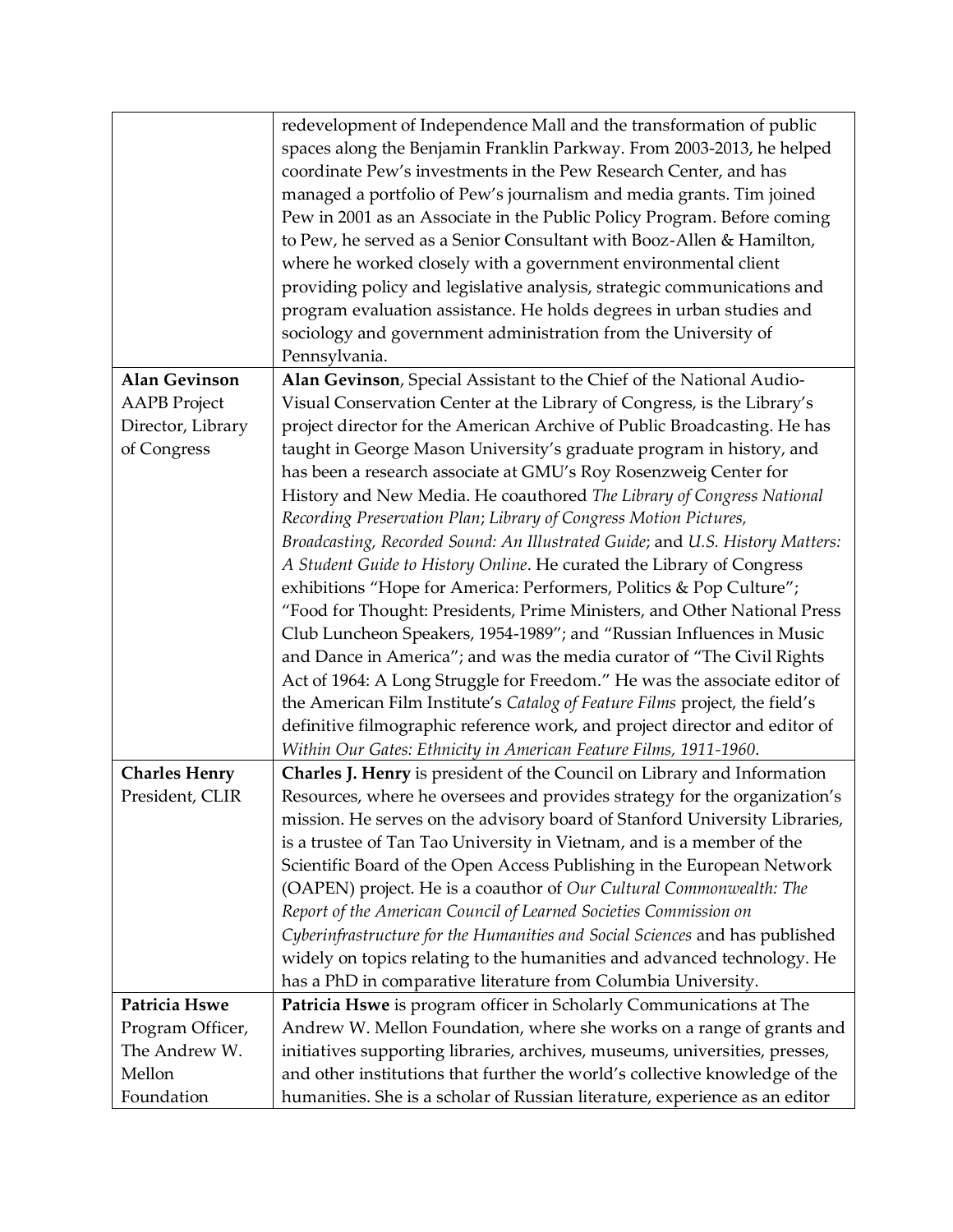|  |  |
|---|---|
|  | redevelopment of Independence Mall and the transformation of public spaces along the Benjamin Franklin Parkway. From 2003-2013, he helped coordinate Pew's investments in the Pew Research Center, and has managed a portfolio of Pew's journalism and media grants. Tim joined Pew in 2001 as an Associate in the Public Policy Program. Before coming to Pew, he served as a Senior Consultant with Booz-Allen & Hamilton, where he worked closely with a government environmental client providing policy and legislative analysis, strategic communications and program evaluation assistance. He holds degrees in urban studies and sociology and government administration from the University of Pennsylvania. |
| **Alan Gevinson** AAPB Project Director, Library of Congress | **Alan Gevinson**, Special Assistant to the Chief of the National Audio-Visual Conservation Center at the Library of Congress, is the Library's project director for the American Archive of Public Broadcasting. He has taught in George Mason University's graduate program in history, and has been a research associate at GMU's Roy Rosenzweig Center for History and New Media. He coauthored *The Library of Congress National Recording Preservation Plan*; *Library of Congress Motion Pictures, Broadcasting, Recorded Sound: An Illustrated Guide*; and *U.S. History Matters: A Student Guide to History Online*. He curated the Library of Congress exhibitions "Hope for America: Performers, Politics & Pop Culture"; "Food for Thought: Presidents, Prime Ministers, and Other National Press Club Luncheon Speakers, 1954-1989"; and "Russian Influences in Music and Dance in America"; and was the media curator of "The Civil Rights Act of 1964: A Long Struggle for Freedom." He was the associate editor of the American Film Institute's *Catalog of Feature Films* project, the field's definitive filmographic reference work, and project director and editor of *Within Our Gates: Ethnicity in American Feature Films, 1911-1960*. |
| **Charles Henry** President, CLIR | **Charles J. Henry** is president of the Council on Library and Information Resources, where he oversees and provides strategy for the organization's mission. He serves on the advisory board of Stanford University Libraries, is a trustee of Tan Tao University in Vietnam, and is a member of the Scientific Board of the Open Access Publishing in the European Network (OAPEN) project. He is a coauthor of *Our Cultural Commonwealth: The Report of the American Council of Learned Societies Commission on Cyberinfrastructure for the Humanities and Social Sciences* and has published widely on topics relating to the humanities and advanced technology. He has a PhD in comparative literature from Columbia University. |
| **Patricia Hswe** Program Officer, The Andrew W. Mellon Foundation | **Patricia Hswe** is program officer in Scholarly Communications at The Andrew W. Mellon Foundation, where she works on a range of grants and initiatives supporting libraries, archives, museums, universities, presses, and other institutions that further the world's collective knowledge of the humanities. She is a scholar of Russian literature, experience as an editor |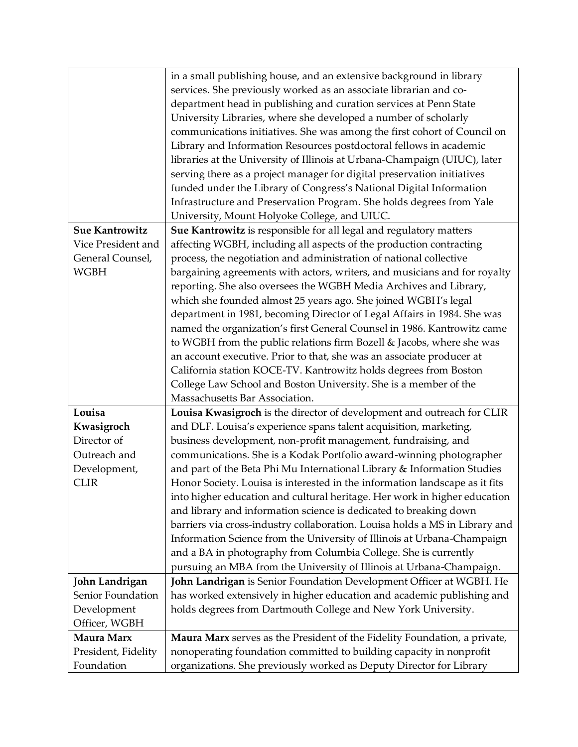| | |
|---|---|
| | in a small publishing house, and an extensive background in library services. She previously worked as an associate librarian and co-department head in publishing and curation services at Penn State University Libraries, where she developed a number of scholarly communications initiatives. She was among the first cohort of Council on Library and Information Resources postdoctoral fellows in academic libraries at the University of Illinois at Urbana-Champaign (UIUC), later serving there as a project manager for digital preservation initiatives funded under the Library of Congress's National Digital Information Infrastructure and Preservation Program. She holds degrees from Yale University, Mount Holyoke College, and UIUC. |
| **Sue Kantrowitz** Vice President and General Counsel, WGBH | **Sue Kantrowitz** is responsible for all legal and regulatory matters affecting WGBH, including all aspects of the production contracting process, the negotiation and administration of national collective bargaining agreements with actors, writers, and musicians and for royalty reporting. She also oversees the WGBH Media Archives and Library, which she founded almost 25 years ago. She joined WGBH's legal department in 1981, becoming Director of Legal Affairs in 1984. She was named the organization's first General Counsel in 1986. Kantrowitz came to WGBH from the public relations firm Bozell & Jacobs, where she was an account executive. Prior to that, she was an associate producer at California station KOCE-TV. Kantrowitz holds degrees from Boston College Law School and Boston University. She is a member of the Massachusetts Bar Association. |
| **Louisa Kwasigroch** Director of Outreach and Development, CLIR | **Louisa Kwasigroch** is the director of development and outreach for CLIR and DLF. Louisa's experience spans talent acquisition, marketing, business development, non-profit management, fundraising, and communications. She is a Kodak Portfolio award-winning photographer and part of the Beta Phi Mu International Library & Information Studies Honor Society. Louisa is interested in the information landscape as it fits into higher education and cultural heritage. Her work in higher education and library and information science is dedicated to breaking down barriers via cross-industry collaboration. Louisa holds a MS in Library and Information Science from the University of Illinois at Urbana-Champaign and a BA in photography from Columbia College. She is currently pursuing an MBA from the University of Illinois at Urbana-Champaign. |
| **John Landrigan** Senior Foundation Development Officer, WGBH | **John Landrigan** is Senior Foundation Development Officer at WGBH. He has worked extensively in higher education and academic publishing and holds degrees from Dartmouth College and New York University. |
| **Maura Marx** President, Fidelity Foundation | **Maura Marx** serves as the President of the Fidelity Foundation, a private, nonoperating foundation committed to building capacity in nonprofit organizations. She previously worked as Deputy Director for Library |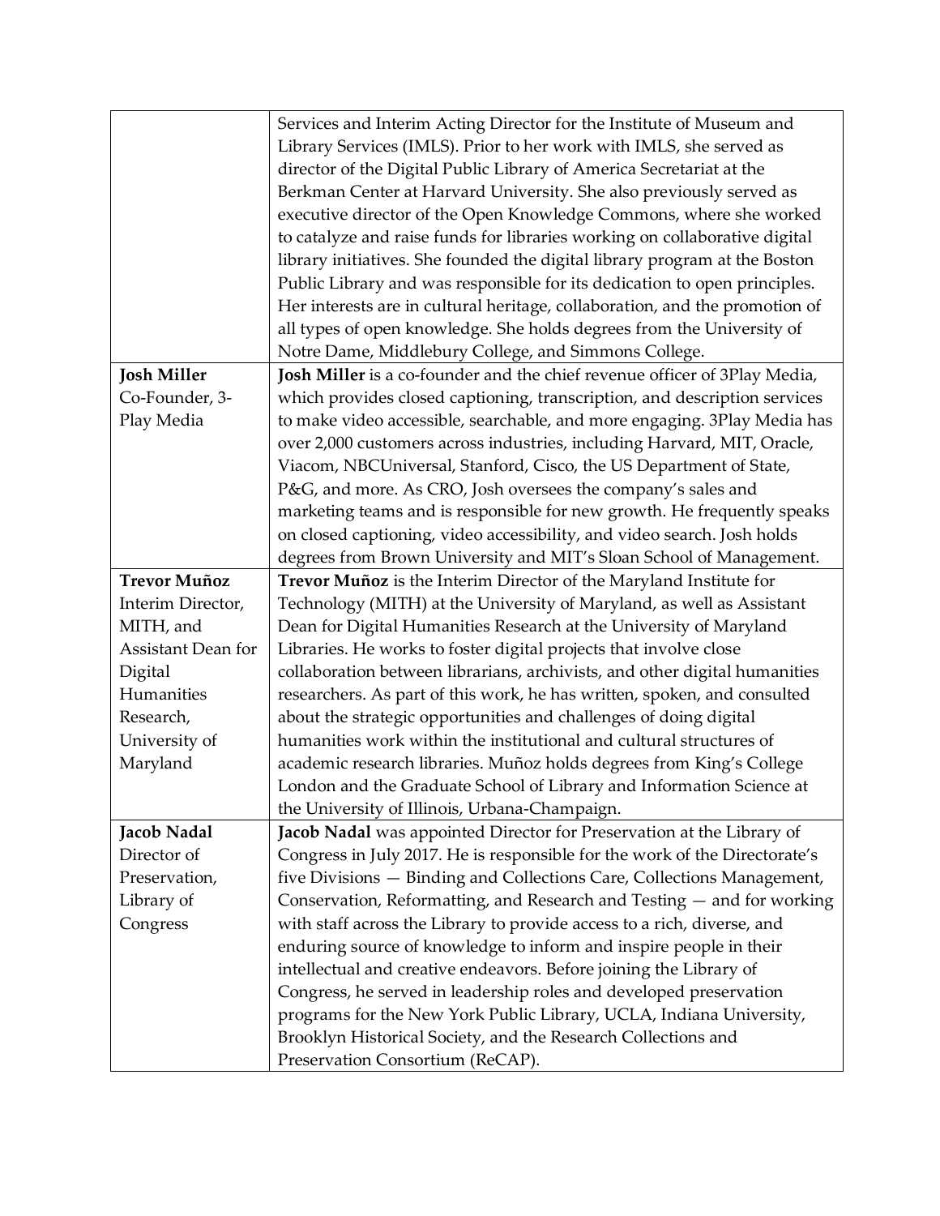| | |
|---|---|
| | Services and Interim Acting Director for the Institute of Museum and Library Services (IMLS). Prior to her work with IMLS, she served as director of the Digital Public Library of America Secretariat at the Berkman Center at Harvard University. She also previously served as executive director of the Open Knowledge Commons, where she worked to catalyze and raise funds for libraries working on collaborative digital library initiatives. She founded the digital library program at the Boston Public Library and was responsible for its dedication to open principles. Her interests are in cultural heritage, collaboration, and the promotion of all types of open knowledge. She holds degrees from the University of Notre Dame, Middlebury College, and Simmons College. |
| **Josh Miller** Co-Founder, 3-Play Media | **Josh Miller** is a co-founder and the chief revenue officer of 3Play Media, which provides closed captioning, transcription, and description services to make video accessible, searchable, and more engaging. 3Play Media has over 2,000 customers across industries, including Harvard, MIT, Oracle, Viacom, NBCUniversal, Stanford, Cisco, the US Department of State, P&G, and more. As CRO, Josh oversees the company's sales and marketing teams and is responsible for new growth. He frequently speaks on closed captioning, video accessibility, and video search. Josh holds degrees from Brown University and MIT's Sloan School of Management. |
| **Trevor Muñoz** Interim Director, MITH, and Assistant Dean for Digital Humanities Research, University of Maryland | **Trevor Muñoz** is the Interim Director of the Maryland Institute for Technology (MITH) at the University of Maryland, as well as Assistant Dean for Digital Humanities Research at the University of Maryland Libraries. He works to foster digital projects that involve close collaboration between librarians, archivists, and other digital humanities researchers. As part of this work, he has written, spoken, and consulted about the strategic opportunities and challenges of doing digital humanities work within the institutional and cultural structures of academic research libraries. Muñoz holds degrees from King's College London and the Graduate School of Library and Information Science at the University of Illinois, Urbana-Champaign. |
| **Jacob Nadal** Director of Preservation, Library of Congress | **Jacob Nadal** was appointed Director for Preservation at the Library of Congress in July 2017. He is responsible for the work of the Directorate's five Divisions — Binding and Collections Care, Collections Management, Conservation, Reformatting, and Research and Testing — and for working with staff across the Library to provide access to a rich, diverse, and enduring source of knowledge to inform and inspire people in their intellectual and creative endeavors. Before joining the Library of Congress, he served in leadership roles and developed preservation programs for the New York Public Library, UCLA, Indiana University, Brooklyn Historical Society, and the Research Collections and Preservation Consortium (ReCAP). |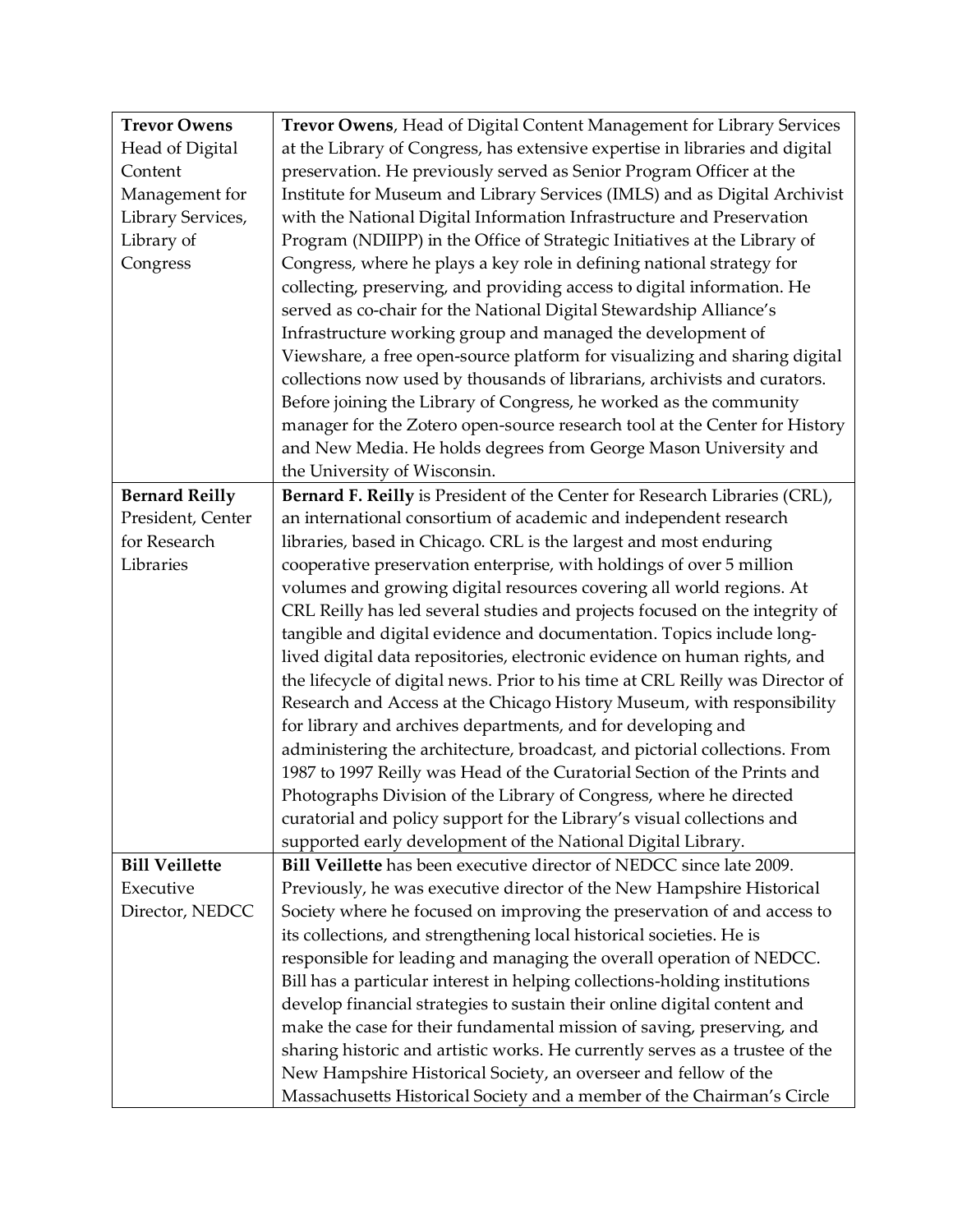| | |
|---|---|
| **Trevor Owens**<br>Head of Digital Content Management for Library Services, Library of Congress | **Trevor Owens**, Head of Digital Content Management for Library Services at the Library of Congress, has extensive expertise in libraries and digital preservation. He previously served as Senior Program Officer at the Institute for Museum and Library Services (IMLS) and as Digital Archivist with the National Digital Information Infrastructure and Preservation Program (NDIIPP) in the Office of Strategic Initiatives at the Library of Congress, where he plays a key role in defining national strategy for collecting, preserving, and providing access to digital information. He served as co-chair for the National Digital Stewardship Alliance's Infrastructure working group and managed the development of Viewshare, a free open-source platform for visualizing and sharing digital collections now used by thousands of librarians, archivists and curators. Before joining the Library of Congress, he worked as the community manager for the Zotero open-source research tool at the Center for History and New Media. He holds degrees from George Mason University and the University of Wisconsin. |
| **Bernard Reilly**<br>President, Center for Research Libraries | **Bernard F. Reilly** is President of the Center for Research Libraries (CRL), an international consortium of academic and independent research libraries, based in Chicago. CRL is the largest and most enduring cooperative preservation enterprise, with holdings of over 5 million volumes and growing digital resources covering all world regions. At CRL Reilly has led several studies and projects focused on the integrity of tangible and digital evidence and documentation. Topics include long-lived digital data repositories, electronic evidence on human rights, and the lifecycle of digital news. Prior to his time at CRL Reilly was Director of Research and Access at the Chicago History Museum, with responsibility for library and archives departments, and for developing and administering the architecture, broadcast, and pictorial collections. From 1987 to 1997 Reilly was Head of the Curatorial Section of the Prints and Photographs Division of the Library of Congress, where he directed curatorial and policy support for the Library's visual collections and supported early development of the National Digital Library. |
| **Bill Veillette**<br>Executive Director, NEDCC | **Bill Veillette** has been executive director of NEDCC since late 2009. Previously, he was executive director of the New Hampshire Historical Society where he focused on improving the preservation of and access to its collections, and strengthening local historical societies. He is responsible for leading and managing the overall operation of NEDCC. Bill has a particular interest in helping collections-holding institutions develop financial strategies to sustain their online digital content and make the case for their fundamental mission of saving, preserving, and sharing historic and artistic works. He currently serves as a trustee of the New Hampshire Historical Society, an overseer and fellow of the Massachusetts Historical Society and a member of the Chairman's Circle |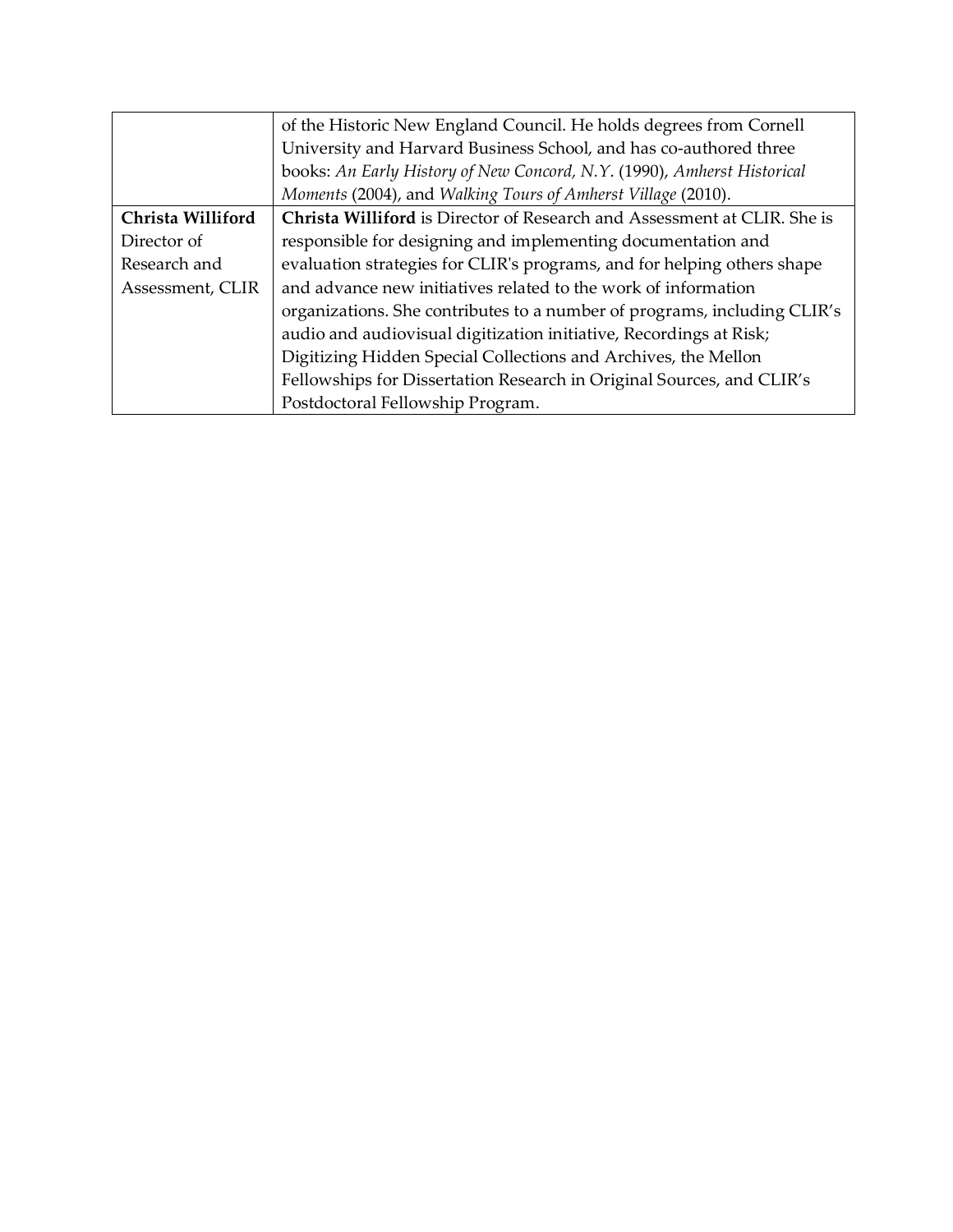| | |
|---|---|
| | of the Historic New England Council. He holds degrees from Cornell University and Harvard Business School, and has co-authored three books: *An Early History of New Concord, N.Y.* (1990), *Amherst Historical Moments* (2004), and *Walking Tours of Amherst Village* (2010). |
| **Christa Williford** Director of Research and Assessment, CLIR | **Christa Williford** is Director of Research and Assessment at CLIR. She is responsible for designing and implementing documentation and evaluation strategies for CLIR's programs, and for helping others shape and advance new initiatives related to the work of information organizations. She contributes to a number of programs, including CLIR's audio and audiovisual digitization initiative, Recordings at Risk; Digitizing Hidden Special Collections and Archives, the Mellon Fellowships for Dissertation Research in Original Sources, and CLIR's Postdoctoral Fellowship Program. |